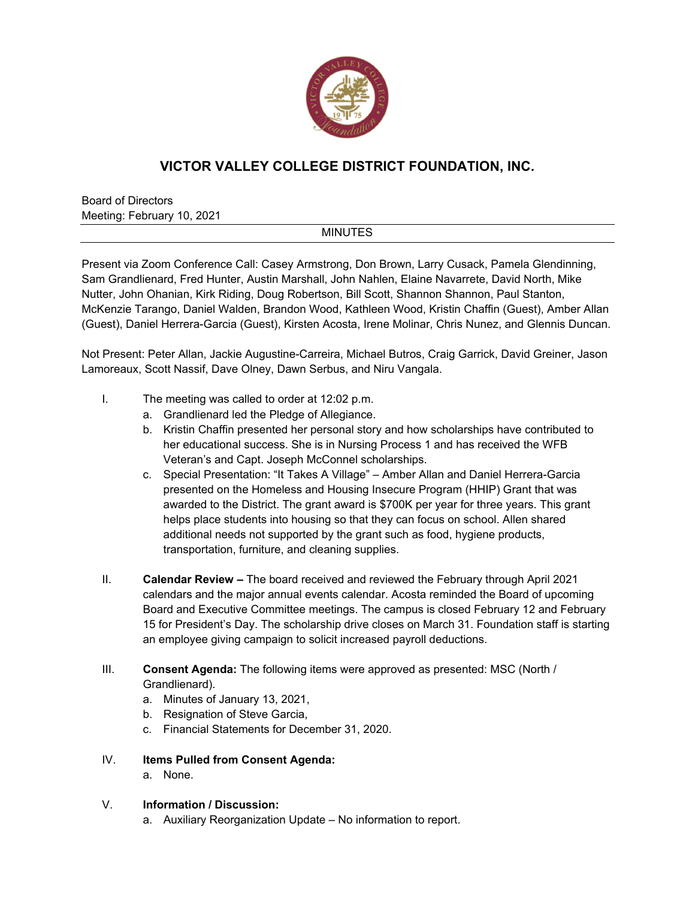# VICTOR VALLEY COLLEGE DISTRICT FOUNDATION, INC.

Board of Directors
Meeting: February 10, 2021

MINUTES

Present via Zoom Conference Call: Casey Armstrong, Don Brown, Larry Cusack, Pamela Glendinning, Sam Grandlienard, Fred Hunter, Austin Marshall, John Nahlen, Elaine Navarrete, David North, Mike Nutter, John Ohanian, Kirk Riding, Doug Robertson, Bill Scott, Shannon Shannon, Paul Stanton, McKenzie Tarango, Daniel Walden, Brandon Wood, Kathleen Wood, Kristin Chaffin (Guest), Amber Allan (Guest), Daniel Herrera-Garcia (Guest), Kirsten Acosta, Irene Molinar, Chris Nunez, and Glennis Duncan.

Not Present: Peter Allan, Jackie Augustine-Carreira, Michael Butros, Craig Garrick, David Greiner, Jason Lamoreaux, Scott Nassif, Dave Olney, Dawn Serbus, and Niru Vangala.

I. The meeting was called to order at 12:02 p.m.
   a. Grandlienard led the Pledge of Allegiance.
   b. Kristin Chaffin presented her personal story and how scholarships have contributed to her educational success. She is in Nursing Process 1 and has received the WFB Veteran's and Capt. Joseph McConnel scholarships.
   c. Special Presentation: "It Takes A Village" – Amber Allan and Daniel Herrera-Garcia presented on the Homeless and Housing Insecure Program (HHIP) Grant that was awarded to the District. The grant award is $700K per year for three years. This grant helps place students into housing so that they can focus on school. Allen shared additional needs not supported by the grant such as food, hygiene products, transportation, furniture, and cleaning supplies.

II. **Calendar Review –** The board received and reviewed the February through April 2021 calendars and the major annual events calendar. Acosta reminded the Board of upcoming Board and Executive Committee meetings. The campus is closed February 12 and February 15 for President's Day. The scholarship drive closes on March 31. Foundation staff is starting an employee giving campaign to solicit increased payroll deductions.

III. **Consent Agenda:** The following items were approved as presented: MSC (North / Grandlienard).
   a. Minutes of January 13, 2021,
   b. Resignation of Steve Garcia,
   c. Financial Statements for December 31, 2020.

IV. **Items Pulled from Consent Agenda:**
   a. None.

V. **Information / Discussion:**
   a. Auxiliary Reorganization Update – No information to report.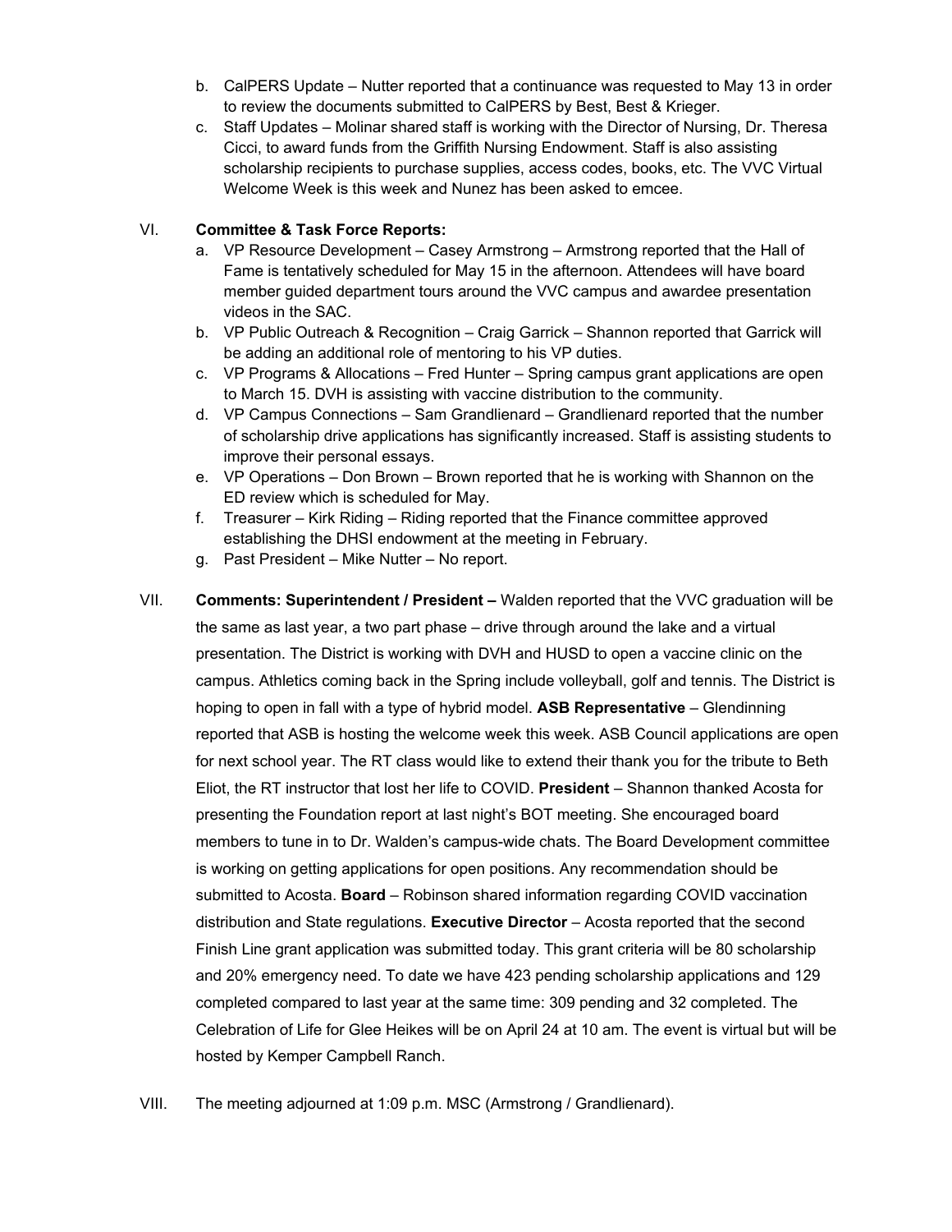b. CalPERS Update – Nutter reported that a continuance was requested to May 13 in order to review the documents submitted to CalPERS by Best, Best & Krieger.

c. Staff Updates – Molinar shared staff is working with the Director of Nursing, Dr. Theresa Cicci, to award funds from the Griffith Nursing Endowment. Staff is also assisting scholarship recipients to purchase supplies, access codes, books, etc. The VVC Virtual Welcome Week is this week and Nunez has been asked to emcee.

VI. **Committee & Task Force Reports:**

a. VP Resource Development – Casey Armstrong – Armstrong reported that the Hall of Fame is tentatively scheduled for May 15 in the afternoon. Attendees will have board member guided department tours around the VVC campus and awardee presentation videos in the SAC.

b. VP Public Outreach & Recognition – Craig Garrick – Shannon reported that Garrick will be adding an additional role of mentoring to his VP duties.

c. VP Programs & Allocations – Fred Hunter – Spring campus grant applications are open to March 15. DVH is assisting with vaccine distribution to the community.

d. VP Campus Connections – Sam Grandlienard – Grandlienard reported that the number of scholarship drive applications has significantly increased. Staff is assisting students to improve their personal essays.

e. VP Operations – Don Brown – Brown reported that he is working with Shannon on the ED review which is scheduled for May.

f. Treasurer – Kirk Riding – Riding reported that the Finance committee approved establishing the DHSI endowment at the meeting in February.

g. Past President – Mike Nutter – No report.

VII. **Comments: Superintendent / President –** Walden reported that the VVC graduation will be the same as last year, a two part phase – drive through around the lake and a virtual presentation. The District is working with DVH and HUSD to open a vaccine clinic on the campus. Athletics coming back in the Spring include volleyball, golf and tennis. The District is hoping to open in fall with a type of hybrid model. **ASB Representative** – Glendinning reported that ASB is hosting the welcome week this week. ASB Council applications are open for next school year. The RT class would like to extend their thank you for the tribute to Beth Eliot, the RT instructor that lost her life to COVID. **President** – Shannon thanked Acosta for presenting the Foundation report at last night's BOT meeting. She encouraged board members to tune in to Dr. Walden's campus-wide chats. The Board Development committee is working on getting applications for open positions. Any recommendation should be submitted to Acosta. **Board** – Robinson shared information regarding COVID vaccination distribution and State regulations. **Executive Director** – Acosta reported that the second Finish Line grant application was submitted today. This grant criteria will be 80 scholarship and 20% emergency need. To date we have 423 pending scholarship applications and 129 completed compared to last year at the same time: 309 pending and 32 completed. The Celebration of Life for Glee Heikes will be on April 24 at 10 am. The event is virtual but will be hosted by Kemper Campbell Ranch.

VIII. The meeting adjourned at 1:09 p.m. MSC (Armstrong / Grandlienard).